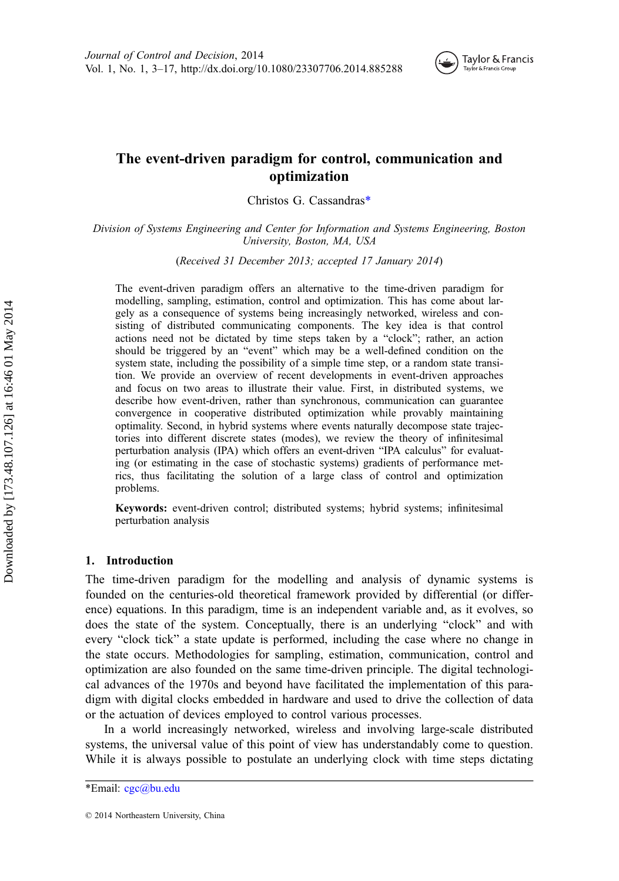# The event-driven paradigm for control, communication and optimization

Christos G. Cassandras*

*Division of Systems Engineering and Center for Information and Systems Engineering, Boston University, Boston, MA, USA*

(*Received 31 December 2013; accepted 17 January 2014*)

The event-driven paradigm offers an alternative to the time-driven paradigm for modelling, sampling, estimation, control and optimization. This has come about largely as a consequence of systems being increasingly networked, wireless and consisting of distributed communicating components. The key idea is that control actions need not be dictated by time steps taken by a "clock"; rather, an action should be triggered by an "event" which may be a well-defined condition on the system state, including the possibility of a simple time step, or a random state transition. We provide an overview of recent developments in event-driven approaches and focus on two areas to illustrate their value. First, in distributed systems, we describe how event-driven, rather than synchronous, communication can guarantee convergence in cooperative distributed optimization while provably maintaining optimality. Second, in hybrid systems where events naturally decompose state trajectories into different discrete states (modes), we review the theory of infinitesimal perturbation analysis (IPA) which offers an event-driven "IPA calculus" for evaluating (or estimating in the case of stochastic systems) gradients of performance metrics, thus facilitating the solution of a large class of control and optimization problems.

**Keywords:** event-driven control; distributed systems; hybrid systems; infinitesimal perturbation analysis

## 1. Introduction

The time-driven paradigm for the modelling and analysis of dynamic systems is founded on the centuries-old theoretical framework provided by differential (or difference) equations. In this paradigm, time is an independent variable and, as it evolves, so does the state of the system. Conceptually, there is an underlying "clock" and with every "clock tick" a state update is performed, including the case where no change in the state occurs. Methodologies for sampling, estimation, communication, control and optimization are also founded on the same time-driven principle. The digital technological advances of the 1970s and beyond have facilitated the implementation of this paradigm with digital clocks embedded in hardware and used to drive the collection of data or the actuation of devices employed to control various processes.

In a world increasingly networked, wireless and involving large-scale distributed systems, the universal value of this point of view has understandably come to question. While it is always possible to postulate an underlying clock with time steps dictating

*Email: cgc@bu.edu

© 2014 Northeastern University, China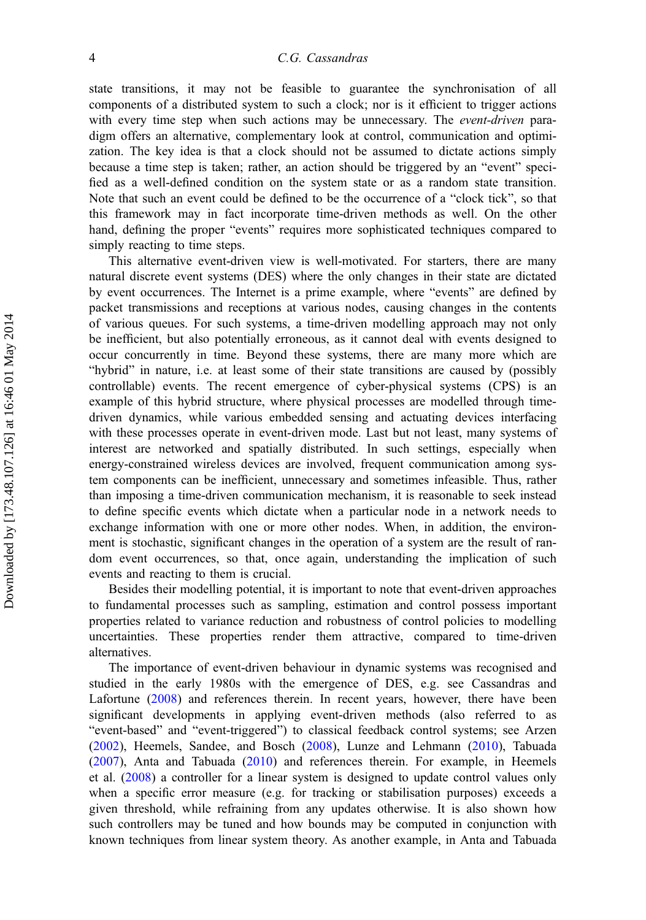state transitions, it may not be feasible to guarantee the synchronisation of all components of a distributed system to such a clock; nor is it efficient to trigger actions with every time step when such actions may be unnecessary. The *event-driven* paradigm offers an alternative, complementary look at control, communication and optimization. The key idea is that a clock should not be assumed to dictate actions simply because a time step is taken; rather, an action should be triggered by an "event" specified as a well-defined condition on the system state or as a random state transition. Note that such an event could be defined to be the occurrence of a "clock tick", so that this framework may in fact incorporate time-driven methods as well. On the other hand, defining the proper "events" requires more sophisticated techniques compared to simply reacting to time steps.

This alternative event-driven view is well-motivated. For starters, there are many natural discrete event systems (DES) where the only changes in their state are dictated by event occurrences. The Internet is a prime example, where "events" are defined by packet transmissions and receptions at various nodes, causing changes in the contents of various queues. For such systems, a time-driven modelling approach may not only be inefficient, but also potentially erroneous, as it cannot deal with events designed to occur concurrently in time. Beyond these systems, there are many more which are "hybrid" in nature, i.e. at least some of their state transitions are caused by (possibly controllable) events. The recent emergence of cyber-physical systems (CPS) is an example of this hybrid structure, where physical processes are modelled through time-driven dynamics, while various embedded sensing and actuating devices interfacing with these processes operate in event-driven mode. Last but not least, many systems of interest are networked and spatially distributed. In such settings, especially when energy-constrained wireless devices are involved, frequent communication among system components can be inefficient, unnecessary and sometimes infeasible. Thus, rather than imposing a time-driven communication mechanism, it is reasonable to seek instead to define specific events which dictate when a particular node in a network needs to exchange information with one or more other nodes. When, in addition, the environment is stochastic, significant changes in the operation of a system are the result of random event occurrences, so that, once again, understanding the implication of such events and reacting to them is crucial.

Besides their modelling potential, it is important to note that event-driven approaches to fundamental processes such as sampling, estimation and control possess important properties related to variance reduction and robustness of control policies to modelling uncertainties. These properties render them attractive, compared to time-driven alternatives.

The importance of event-driven behaviour in dynamic systems was recognised and studied in the early 1980s with the emergence of DES, e.g. see Cassandras and Lafortune (2008) and references therein. In recent years, however, there have been significant developments in applying event-driven methods (also referred to as "event-based" and "event-triggered") to classical feedback control systems; see Arzen (2002), Heemels, Sandee, and Bosch (2008), Lunze and Lehmann (2010), Tabuada (2007), Anta and Tabuada (2010) and references therein. For example, in Heemels et al. (2008) a controller for a linear system is designed to update control values only when a specific error measure (e.g. for tracking or stabilisation purposes) exceeds a given threshold, while refraining from any updates otherwise. It is also shown how such controllers may be tuned and how bounds may be computed in conjunction with known techniques from linear system theory. As another example, in Anta and Tabuada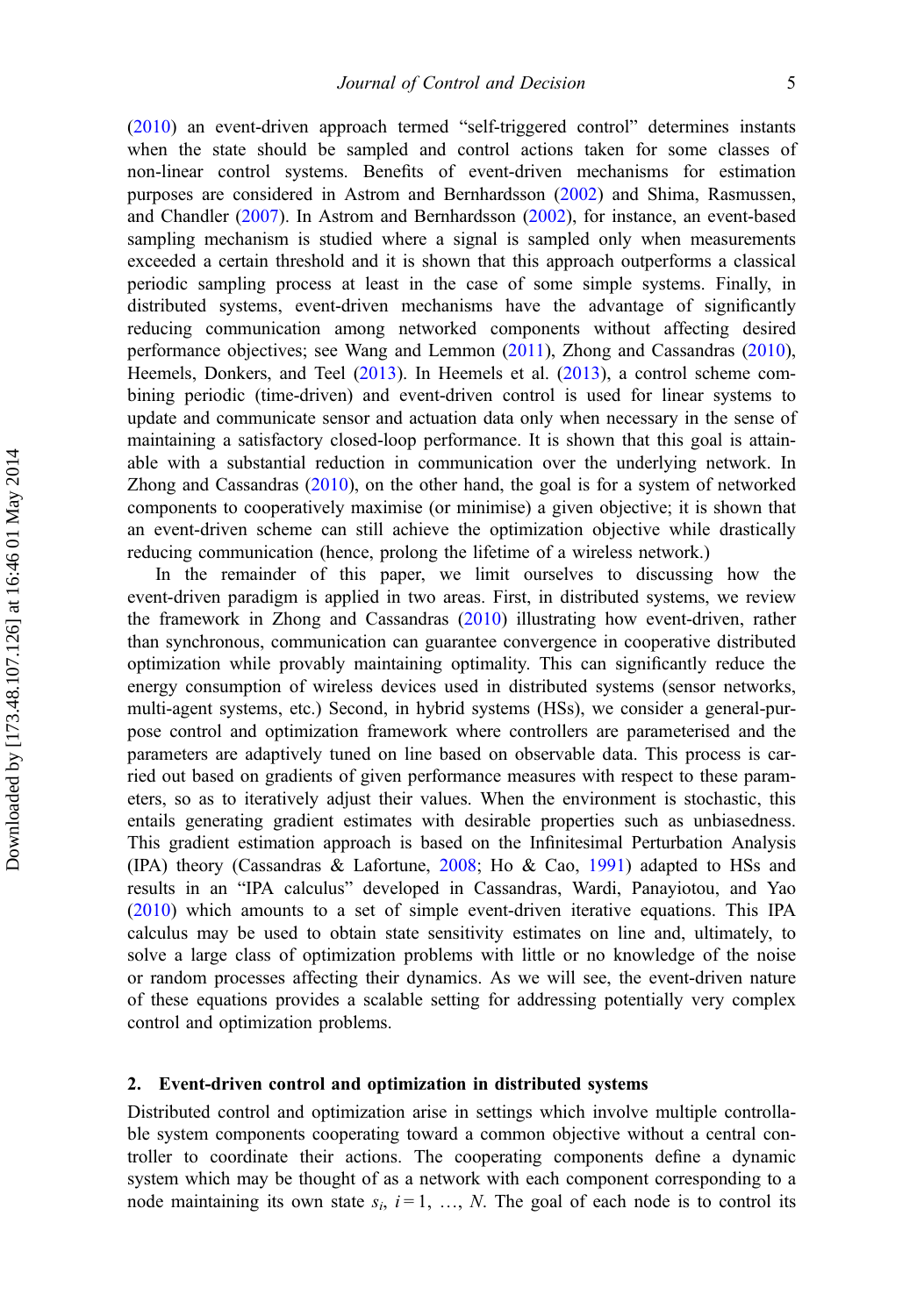(2010) an event-driven approach termed "self-triggered control" determines instants when the state should be sampled and control actions taken for some classes of non-linear control systems. Benefits of event-driven mechanisms for estimation purposes are considered in Astrom and Bernhardsson (2002) and Shima, Rasmussen, and Chandler (2007). In Astrom and Bernhardsson (2002), for instance, an event-based sampling mechanism is studied where a signal is sampled only when measurements exceeded a certain threshold and it is shown that this approach outperforms a classical periodic sampling process at least in the case of some simple systems. Finally, in distributed systems, event-driven mechanisms have the advantage of significantly reducing communication among networked components without affecting desired performance objectives; see Wang and Lemmon (2011), Zhong and Cassandras (2010), Heemels, Donkers, and Teel (2013). In Heemels et al. (2013), a control scheme combining periodic (time-driven) and event-driven control is used for linear systems to update and communicate sensor and actuation data only when necessary in the sense of maintaining a satisfactory closed-loop performance. It is shown that this goal is attainable with a substantial reduction in communication over the underlying network. In Zhong and Cassandras (2010), on the other hand, the goal is for a system of networked components to cooperatively maximise (or minimise) a given objective; it is shown that an event-driven scheme can still achieve the optimization objective while drastically reducing communication (hence, prolong the lifetime of a wireless network.)

In the remainder of this paper, we limit ourselves to discussing how the event-driven paradigm is applied in two areas. First, in distributed systems, we review the framework in Zhong and Cassandras (2010) illustrating how event-driven, rather than synchronous, communication can guarantee convergence in cooperative distributed optimization while provably maintaining optimality. This can significantly reduce the energy consumption of wireless devices used in distributed systems (sensor networks, multi-agent systems, etc.) Second, in hybrid systems (HSs), we consider a general-purpose control and optimization framework where controllers are parameterised and the parameters are adaptively tuned on line based on observable data. This process is carried out based on gradients of given performance measures with respect to these parameters, so as to iteratively adjust their values. When the environment is stochastic, this entails generating gradient estimates with desirable properties such as unbiasedness. This gradient estimation approach is based on the Infinitesimal Perturbation Analysis (IPA) theory (Cassandras & Lafortune, 2008; Ho & Cao, 1991) adapted to HSs and results in an "IPA calculus" developed in Cassandras, Wardi, Panayiotou, and Yao (2010) which amounts to a set of simple event-driven iterative equations. This IPA calculus may be used to obtain state sensitivity estimates on line and, ultimately, to solve a large class of optimization problems with little or no knowledge of the noise or random processes affecting their dynamics. As we will see, the event-driven nature of these equations provides a scalable setting for addressing potentially very complex control and optimization problems.

## 2. Event-driven control and optimization in distributed systems

Distributed control and optimization arise in settings which involve multiple controllable system components cooperating toward a common objective without a central controller to coordinate their actions. The cooperating components define a dynamic system which may be thought of as a network with each component corresponding to a node maintaining its own state $s_i$, $i = 1, \ldots, N$. The goal of each node is to control its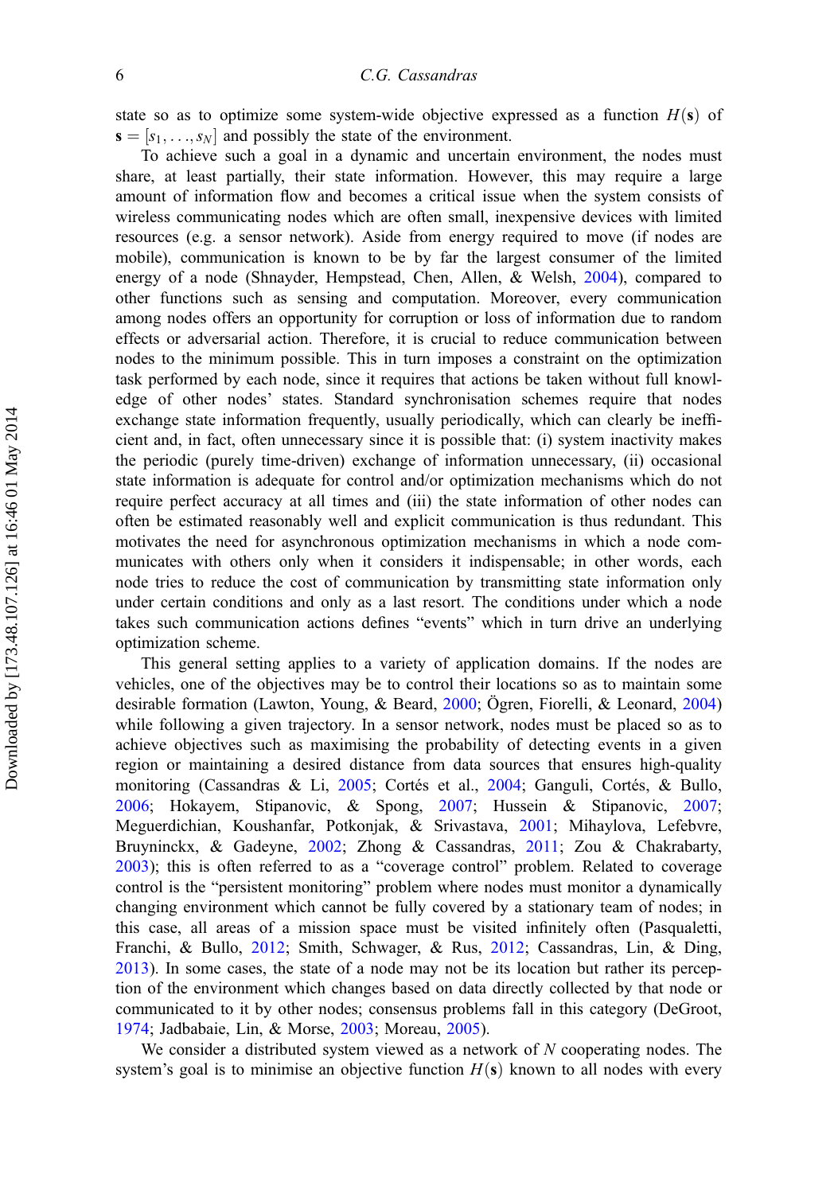state so as to optimize some system-wide objective expressed as a function $H(\mathbf{s})$ of $\mathbf{s} = [s_1, \ldots, s_N]$ and possibly the state of the environment.

To achieve such a goal in a dynamic and uncertain environment, the nodes must share, at least partially, their state information. However, this may require a large amount of information flow and becomes a critical issue when the system consists of wireless communicating nodes which are often small, inexpensive devices with limited resources (e.g. a sensor network). Aside from energy required to move (if nodes are mobile), communication is known to be by far the largest consumer of the limited energy of a node (Shnayder, Hempstead, Chen, Allen, & Welsh, 2004), compared to other functions such as sensing and computation. Moreover, every communication among nodes offers an opportunity for corruption or loss of information due to random effects or adversarial action. Therefore, it is crucial to reduce communication between nodes to the minimum possible. This in turn imposes a constraint on the optimization task performed by each node, since it requires that actions be taken without full knowledge of other nodes' states. Standard synchronisation schemes require that nodes exchange state information frequently, usually periodically, which can clearly be inefficient and, in fact, often unnecessary since it is possible that: (i) system inactivity makes the periodic (purely time-driven) exchange of information unnecessary, (ii) occasional state information is adequate for control and/or optimization mechanisms which do not require perfect accuracy at all times and (iii) the state information of other nodes can often be estimated reasonably well and explicit communication is thus redundant. This motivates the need for asynchronous optimization mechanisms in which a node communicates with others only when it considers it indispensable; in other words, each node tries to reduce the cost of communication by transmitting state information only under certain conditions and only as a last resort. The conditions under which a node takes such communication actions defines "events" which in turn drive an underlying optimization scheme.

This general setting applies to a variety of application domains. If the nodes are vehicles, one of the objectives may be to control their locations so as to maintain some desirable formation (Lawton, Young, & Beard, 2000; Ögren, Fiorelli, & Leonard, 2004) while following a given trajectory. In a sensor network, nodes must be placed so as to achieve objectives such as maximising the probability of detecting events in a given region or maintaining a desired distance from data sources that ensures high-quality monitoring (Cassandras & Li, 2005; Cortés et al., 2004; Ganguli, Cortés, & Bullo, 2006; Hokayem, Stipanovic, & Spong, 2007; Hussein & Stipanovic, 2007; Meguerdichian, Koushanfar, Potkonjak, & Srivastava, 2001; Mihaylova, Lefebvre, Bruyninckx, & Gadeyne, 2002; Zhong & Cassandras, 2011; Zou & Chakrabarty, 2003); this is often referred to as a "coverage control" problem. Related to coverage control is the "persistent monitoring" problem where nodes must monitor a dynamically changing environment which cannot be fully covered by a stationary team of nodes; in this case, all areas of a mission space must be visited infinitely often (Pasqualetti, Franchi, & Bullo, 2012; Smith, Schwager, & Rus, 2012; Cassandras, Lin, & Ding, 2013). In some cases, the state of a node may not be its location but rather its perception of the environment which changes based on data directly collected by that node or communicated to it by other nodes; consensus problems fall in this category (DeGroot, 1974; Jadbabaie, Lin, & Morse, 2003; Moreau, 2005).

We consider a distributed system viewed as a network of $N$ cooperating nodes. The system's goal is to minimise an objective function $H(\mathbf{s})$ known to all nodes with every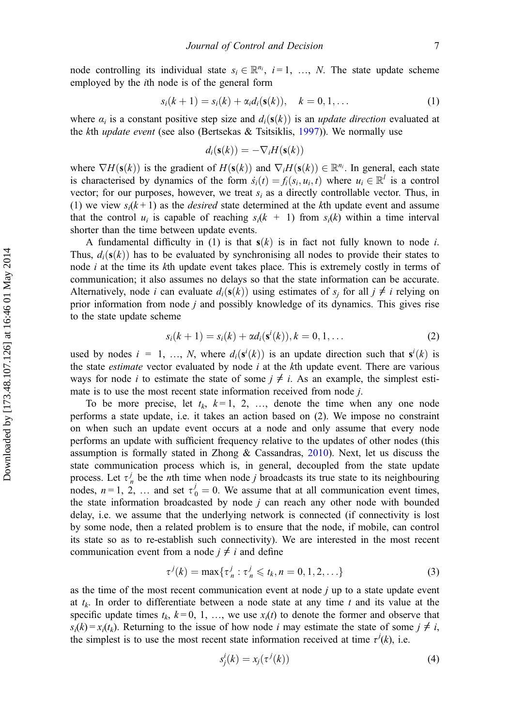node controlling its individual state $s_i \in \mathbb{R}^{n_i}$, $i = 1, \ldots, N$. The state update scheme employed by the $i$th node is of the general form

$$s_i(k+1) = s_i(k) + \alpha_i d_i(\mathbf{s}(k)), \quad k = 0, 1, \ldots \tag{1}$$

where $\alpha_i$ is a constant positive step size and $d_i(\mathbf{s}(k))$ is an *update direction* evaluated at the $k$th *update event* (see also (Bertsekas & Tsitsiklis, 1997)). We normally use

$$d_i(\mathbf{s}(k)) = -\nabla_i H(\mathbf{s}(k))$$

where $\nabla H(\mathbf{s}(k))$ is the gradient of $H(\mathbf{s}(k))$ and $\nabla_i H(\mathbf{s}(k)) \in \mathbb{R}^{n_i}$. In general, each state is characterised by dynamics of the form $\dot{s}_i(t) = f_i(s_i, u_i, t)$ where $u_i \in \mathbb{R}^l$ is a control vector; for our purposes, however, we treat $s_i$ as a directly controllable vector. Thus, in (1) we view $s_i(k+1)$ as the *desired* state determined at the $k$th update event and assume that the control $u_i$ is capable of reaching $s_i(k+1)$ from $s_i(k)$ within a time interval shorter than the time between update events.

A fundamental difficulty in (1) is that $\mathbf{s}(k)$ is in fact not fully known to node $i$. Thus, $d_i(\mathbf{s}(k))$ has to be evaluated by synchronising all nodes to provide their states to node $i$ at the time its $k$th update event takes place. This is extremely costly in terms of communication; it also assumes no delays so that the state information can be accurate. Alternatively, node $i$ can evaluate $d_i(\mathbf{s}(k))$ using estimates of $s_j$ for all $j \neq i$ relying on prior information from node $j$ and possibly knowledge of its dynamics. This gives rise to the state update scheme

$$s_i(k+1) = s_i(k) + \alpha d_i(\mathbf{s}^i(k)), k = 0, 1, \ldots \tag{2}$$

used by nodes $i = 1, \ldots, N$, where $d_i(\mathbf{s}^i(k))$ is an update direction such that $\mathbf{s}^i(k)$ is the state *estimate* vector evaluated by node $i$ at the $k$th update event. There are various ways for node $i$ to estimate the state of some $j \neq i$. As an example, the simplest estimate is to use the most recent state information received from node $j$.

To be more precise, let $t_k$, $k = 1, 2, \ldots$, denote the time when any one node performs a state update, i.e. it takes an action based on (2). We impose no constraint on when such an update event occurs at a node and only assume that every node performs an update with sufficient frequency relative to the updates of other nodes (this assumption is formally stated in Zhong & Cassandras, 2010). Next, let us discuss the state communication process which is, in general, decoupled from the state update process. Let $\tau_n^j$ be the $n$th time when node $j$ broadcasts its true state to its neighbouring nodes, $n = 1, 2, \ldots$ and set $\tau_0^j = 0$. We assume that at all communication event times, the state information broadcasted by node $j$ can reach any other node with bounded delay, i.e. we assume that the underlying network is connected (if connectivity is lost by some node, then a related problem is to ensure that the node, if mobile, can control its state so as to re-establish such connectivity). We are interested in the most recent communication event from a node $j \neq i$ and define

$$\tau^j(k) = \max\{\tau_n^j : \tau_n^j \leqslant t_k, n = 0, 1, 2, \ldots\} \tag{3}$$

as the time of the most recent communication event at node $j$ up to a state update event at $t_k$. In order to differentiate between a node state at any time $t$ and its value at the specific update times $t_k$, $k = 0, 1, \ldots$, we use $x_i(t)$ to denote the former and observe that $s_i(k) = x_i(t_k)$. Returning to the issue of how node $i$ may estimate the state of some $j \neq i$, the simplest is to use the most recent state information received at time $\tau^j(k)$, i.e.

$$s_j^i(k) = x_j(\tau^j(k)) \tag{4}$$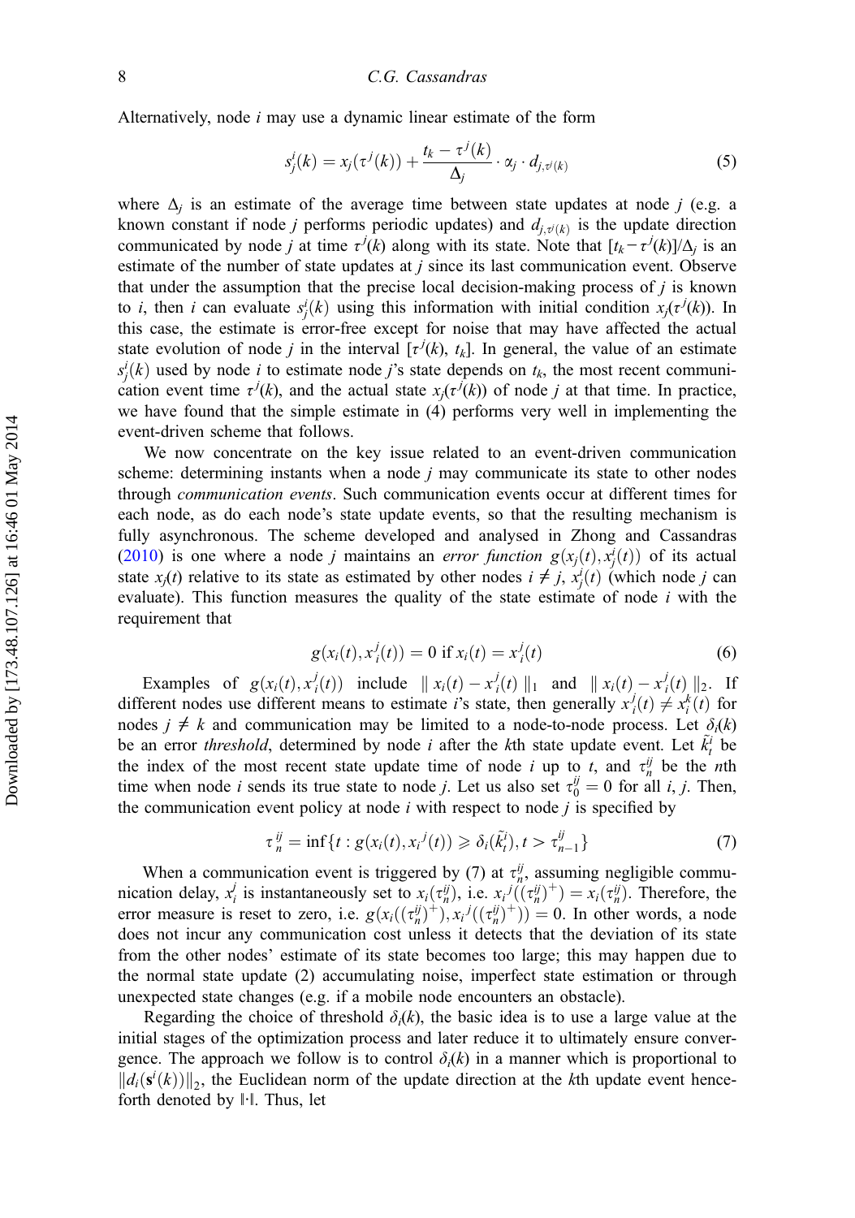Alternatively, node $i$ may use a dynamic linear estimate of the form

$$s_j^i(k) = x_j(\tau^j(k)) + \frac{t_k - \tau^j(k)}{\Delta_j} \cdot \alpha_j \cdot d_{j,\tau^j(k)} \tag{5}$$

where $\Delta_j$ is an estimate of the average time between state updates at node $j$ (e.g. a known constant if node $j$ performs periodic updates) and $d_{j,\tau^j(k)}$ is the update direction communicated by node $j$ at time $\tau^j(k)$ along with its state. Note that $[t_k - \tau^j(k)]/\Delta_j$ is an estimate of the number of state updates at $j$ since its last communication event. Observe that under the assumption that the precise local decision-making process of $j$ is known to $i$, then $i$ can evaluate $s_j^i(k)$ using this information with initial condition $x_j(\tau^j(k))$. In this case, the estimate is error-free except for noise that may have affected the actual state evolution of node $j$ in the interval $[\tau^j(k), t_k]$. In general, the value of an estimate $s_j^i(k)$ used by node $i$ to estimate node $j$'s state depends on $t_k$, the most recent communication event time $\tau^j(k)$, and the actual state $x_j(\tau^j(k))$ of node $j$ at that time. In practice, we have found that the simple estimate in (4) performs very well in implementing the event-driven scheme that follows.

We now concentrate on the key issue related to an event-driven communication scheme: determining instants when a node $j$ may communicate its state to other nodes through *communication events*. Such communication events occur at different times for each node, as do each node's state update events, so that the resulting mechanism is fully asynchronous. The scheme developed and analysed in Zhong and Cassandras (2010) is one where a node $j$ maintains an *error function* $g(x_j(t), x_j^i(t))$ of its actual state $x_j(t)$ relative to its state as estimated by other nodes $i \neq j$, $x_j^i(t)$ (which node $j$ can evaluate). This function measures the quality of the state estimate of node $i$ with the requirement that

$$g(x_i(t), x_i^j(t)) = 0 \text{ if } x_i(t) = x_i^j(t) \tag{6}$$

Examples of $g(x_i(t), x_i^j(t))$ include $\| x_i(t) - x_i^j(t) \|_1$ and $\| x_i(t) - x_i^j(t) \|_2$. If different nodes use different means to estimate $i$'s state, then generally $x_i^j(t) \neq x_i^k(t)$ for nodes $j \neq k$ and communication may be limited to a node-to-node process. Let $\delta_i(k)$ be an error *threshold*, determined by node $i$ after the $k$th state update event. Let $\tilde{k}_t^i$ be the index of the most recent state update time of node $i$ up to $t$, and $\tau_n^{ij}$ be the $n$th time when node $i$ sends its true state to node $j$. Let us also set $\tau_0^{ij} = 0$ for all $i, j$. Then, the communication event policy at node $i$ with respect to node $j$ is specified by

$$\tau_n^{ij} = \inf\{t : g(x_i(t), x_i^j(t)) \geqslant \delta_i(\tilde{k}_t^i), t > \tau_{n-1}^{ij}\} \tag{7}$$

When a communication event is triggered by (7) at $\tau_n^{ij}$, assuming negligible communication delay, $x_i^j$ is instantaneously set to $x_i(\tau_n^{ij})$, i.e. $x_i^j((\tau_n^{ij})^+) = x_i(\tau_n^{ij})$. Therefore, the error measure is reset to zero, i.e. $g(x_i((\tau_n^{ij})^+), x_i^j((\tau_n^{ij})^+)) = 0$. In other words, a node does not incur any communication cost unless it detects that the deviation of its state from the other nodes' estimate of its state becomes too large; this may happen due to the normal state update (2) accumulating noise, imperfect state estimation or through unexpected state changes (e.g. if a mobile node encounters an obstacle).

Regarding the choice of threshold $\delta_i(k)$, the basic idea is to use a large value at the initial stages of the optimization process and later reduce it to ultimately ensure convergence. The approach we follow is to control $\delta_i(k)$ in a manner which is proportional to $\|d_i(\mathbf{s}^i(k))\|_2$, the Euclidean norm of the update direction at the $k$th update event henceforth denoted by $\|\cdot\|$. Thus, let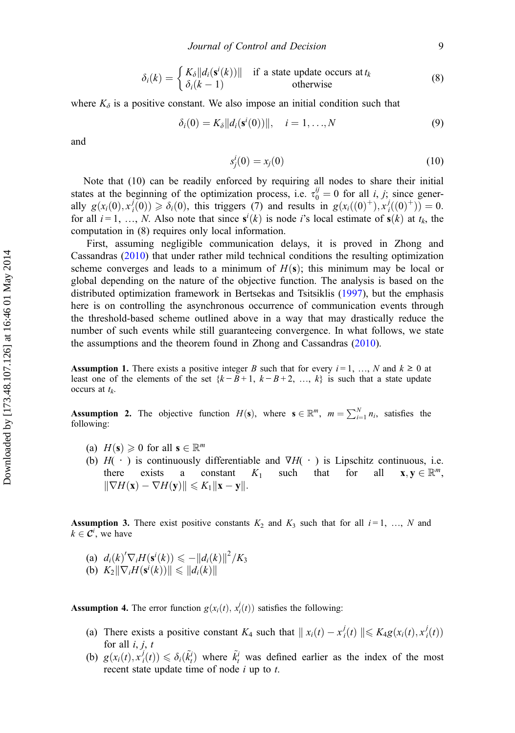$$\delta_i(k) = \begin{cases} K_\delta \| d_i(\mathbf{s}^i(k)) \| & \text{if a state update occurs at } t_k \\ \delta_i(k-1) & \text{otherwise} \end{cases} \tag{8}$$

where $K_\delta$ is a positive constant. We also impose an initial condition such that

$$\delta_i(0) = K_\delta \| d_i(\mathbf{s}^i(0)) \|, \quad i = 1, \ldots, N \tag{9}$$

and

$$s_j^i(0) = x_j(0) \tag{10}$$

Note that (10) can be readily enforced by requiring all nodes to share their initial states at the beginning of the optimization process, i.e. $\tau_0^{ij} = 0$ for all $i$, $j$; since generally $g(x_i(0), x_i^j(0)) \geqslant \delta_i(0)$, this triggers (7) and results in $g(x_i((0)^+), x_i^j((0)^+)) = 0$. for all $i = 1, \ldots, N$. Also note that since $\mathbf{s}^i(k)$ is node $i$'s local estimate of $\mathbf{s}(k)$ at $t_k$, the computation in (8) requires only local information.

First, assuming negligible communication delays, it is proved in Zhong and Cassandras (2010) that under rather mild technical conditions the resulting optimization scheme converges and leads to a minimum of $H(\mathbf{s})$; this minimum may be local or global depending on the nature of the objective function. The analysis is based on the distributed optimization framework in Bertsekas and Tsitsiklis (1997), but the emphasis here is on controlling the asynchronous occurrence of communication events through the threshold-based scheme outlined above in a way that may drastically reduce the number of such events while still guaranteeing convergence. In what follows, we state the assumptions and the theorem found in Zhong and Cassandras (2010).

**Assumption 1.** There exists a positive integer $B$ such that for every $i = 1, \ldots, N$ and $k \geq 0$ at least one of the elements of the set $\{k - B + 1,\ k - B + 2,\ \ldots,\ k\}$ is such that a state update occurs at $t_k$.

**Assumption 2.** The objective function $H(\mathbf{s})$, where $\mathbf{s} \in \mathbb{R}^m$, $m = \sum_{i=1}^{N} n_i$, satisfies the following:

(a) $H(\mathbf{s}) \geqslant 0$ for all $\mathbf{s} \in \mathbb{R}^m$

(b) $H(\cdot)$ is continuously differentiable and $\nabla H(\cdot)$ is Lipschitz continuous, i.e. there exists a constant $K_1$ such that for all $\mathbf{x}, \mathbf{y} \in \mathbb{R}^m$, $\| \nabla H(\mathbf{x}) - \nabla H(\mathbf{y}) \| \leqslant K_1 \| \mathbf{x} - \mathbf{y} \|$.

**Assumption 3.** There exist positive constants $K_2$ and $K_3$ such that for all $i = 1, \ldots, N$ and $k \in \mathcal{C}^i$, we have

(a) $d_i(k)' \nabla_i H(\mathbf{s}^i(k)) \leqslant - \| d_i(k) \|^2 / K_3$

(b) $K_2 \| \nabla_i H(\mathbf{s}^i(k)) \| \leqslant \| d_i(k) \|$

**Assumption 4.** The error function $g(x_i(t), x_i^j(t))$ satisfies the following:

(a) There exists a positive constant $K_4$ such that $\| x_i(t) - x_i^j(t) \| \leqslant K_4 g(x_i(t), x_i^j(t))$ for all $i$, $j$, $t$

(b) $g(x_i(t), x_i^j(t)) \leqslant \delta_i(\tilde{k}_t^i)$ where $\tilde{k}_t^i$ was defined earlier as the index of the most recent state update time of node $i$ up to $t$.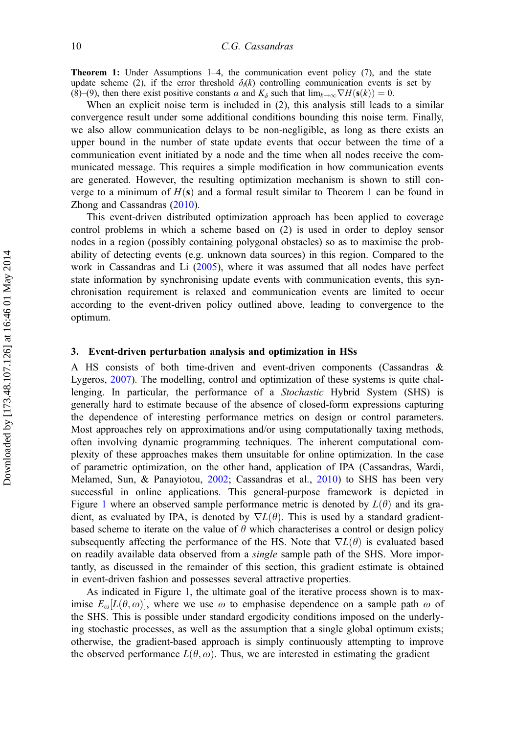**Theorem 1:** Under Assumptions 1–4, the communication event policy (7), and the state update scheme (2), if the error threshold $\delta_i(k)$ controlling communication events is set by (8)–(9), then there exist positive constants $\alpha$ and $K_\delta$ such that $\lim_{k\to\infty} \nabla H(\mathbf{s}(k)) = 0$.

When an explicit noise term is included in (2), this analysis still leads to a similar convergence result under some additional conditions bounding this noise term. Finally, we also allow communication delays to be non-negligible, as long as there exists an upper bound in the number of state update events that occur between the time of a communication event initiated by a node and the time when all nodes receive the communicated message. This requires a simple modification in how communication events are generated. However, the resulting optimization mechanism is shown to still converge to a minimum of $H(\mathbf{s})$ and a formal result similar to Theorem 1 can be found in Zhong and Cassandras (2010).

This event-driven distributed optimization approach has been applied to coverage control problems in which a scheme based on (2) is used in order to deploy sensor nodes in a region (possibly containing polygonal obstacles) so as to maximise the probability of detecting events (e.g. unknown data sources) in this region. Compared to the work in Cassandras and Li (2005), where it was assumed that all nodes have perfect state information by synchronising update events with communication events, this synchronisation requirement is relaxed and communication events are limited to occur according to the event-driven policy outlined above, leading to convergence to the optimum.

## 3. Event-driven perturbation analysis and optimization in HSs

A HS consists of both time-driven and event-driven components (Cassandras & Lygeros, 2007). The modelling, control and optimization of these systems is quite challenging. In particular, the performance of a *Stochastic* Hybrid System (SHS) is generally hard to estimate because of the absence of closed-form expressions capturing the dependence of interesting performance metrics on design or control parameters. Most approaches rely on approximations and/or using computationally taxing methods, often involving dynamic programming techniques. The inherent computational complexity of these approaches makes them unsuitable for online optimization. In the case of parametric optimization, on the other hand, application of IPA (Cassandras, Wardi, Melamed, Sun, & Panayiotou, 2002; Cassandras et al., 2010) to SHS has been very successful in online applications. This general-purpose framework is depicted in Figure 1 where an observed sample performance metric is denoted by $L(\theta)$ and its gradient, as evaluated by IPA, is denoted by $\nabla L(\theta)$. This is used by a standard gradient-based scheme to iterate on the value of $\theta$ which characterises a control or design policy subsequently affecting the performance of the HS. Note that $\nabla L(\theta)$ is evaluated based on readily available data observed from a *single* sample path of the SHS. More importantly, as discussed in the remainder of this section, this gradient estimate is obtained in event-driven fashion and possesses several attractive properties.

As indicated in Figure 1, the ultimate goal of the iterative process shown is to maximise $E_\omega[L(\theta, \omega)]$, where we use $\omega$ to emphasise dependence on a sample path $\omega$ of the SHS. This is possible under standard ergodicity conditions imposed on the underlying stochastic processes, as well as the assumption that a single global optimum exists; otherwise, the gradient-based approach is simply continuously attempting to improve the observed performance $L(\theta, \omega)$. Thus, we are interested in estimating the gradient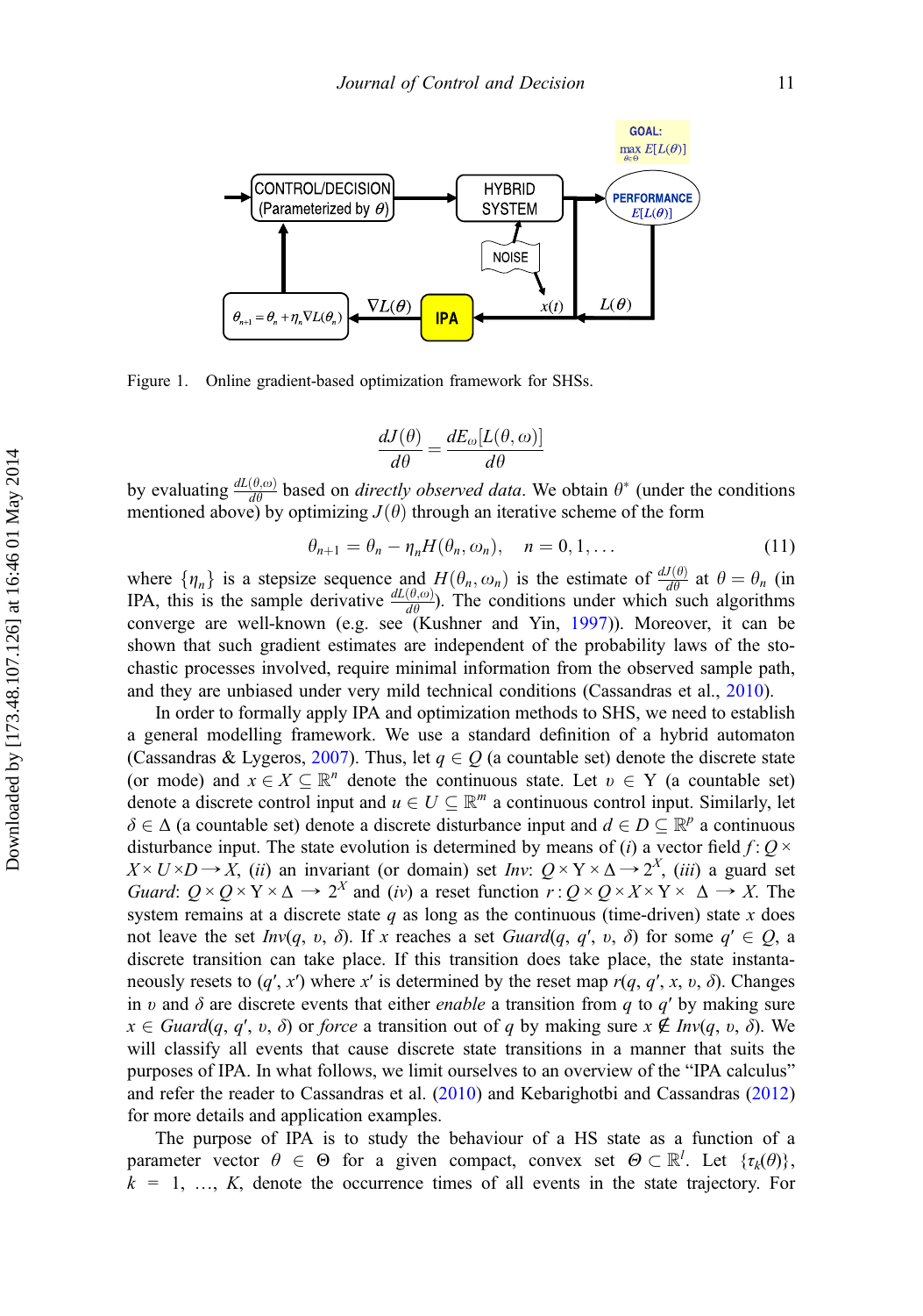Figure 1. Online gradient-based optimization framework for SHSs.

$$\frac{dJ(\theta)}{d\theta} = \frac{dE_\omega[L(\theta,\omega)]}{d\theta}$$

by evaluating $\frac{dL(\theta,\omega)}{d\theta}$ based on *directly observed data*. We obtain $\theta^*$ (under the conditions mentioned above) by optimizing $J(\theta)$ through an iterative scheme of the form

$$\theta_{n+1} = \theta_n - \eta_n H(\theta_n, \omega_n), \quad n = 0, 1, \ldots \tag{11}$$

where $\{\eta_n\}$ is a stepsize sequence and $H(\theta_n, \omega_n)$ is the estimate of $\frac{dJ(\theta)}{d\theta}$ at $\theta = \theta_n$ (in IPA, this is the sample derivative $\frac{dL(\theta,\omega)}{d\theta}$). The conditions under which such algorithms converge are well-known (e.g. see (Kushner and Yin, 1997)). Moreover, it can be shown that such gradient estimates are independent of the probability laws of the stochastic processes involved, require minimal information from the observed sample path, and they are unbiased under very mild technical conditions (Cassandras et al., 2010).

In order to formally apply IPA and optimization methods to SHS, we need to establish a general modelling framework. We use a standard definition of a hybrid automaton (Cassandras & Lygeros, 2007). Thus, let $q \in Q$ (a countable set) denote the discrete state (or mode) and $x \in X \subseteq \mathbb{R}^n$ denote the continuous state. Let $\upsilon \in \Upsilon$ (a countable set) denote a discrete control input and $u \in U \subseteq \mathbb{R}^m$ a continuous control input. Similarly, let $\delta \in \Delta$ (a countable set) denote a discrete disturbance input and $d \in D \subseteq \mathbb{R}^p$ a continuous disturbance input. The state evolution is determined by means of (*i*) a vector field $f: Q \times X \times U \times D \to X$, (*ii*) an invariant (or domain) set *Inv*: $Q \times \Upsilon \times \Delta \to 2^X$, (*iii*) a guard set *Guard*: $Q \times Q \times \Upsilon \times \Delta \to 2^X$ and (*iv*) a reset function $r: Q \times Q \times X \times \Upsilon \times \Delta \to X$. The system remains at a discrete state $q$ as long as the continuous (time-driven) state $x$ does not leave the set $Inv(q, \upsilon, \delta)$. If $x$ reaches a set $Guard(q, q', \upsilon, \delta)$ for some $q' \in Q$, a discrete transition can take place. If this transition does take place, the state instantaneously resets to $(q', x')$ where $x'$ is determined by the reset map $r(q, q', x, \upsilon, \delta)$. Changes in $\upsilon$ and $\delta$ are discrete events that either *enable* a transition from $q$ to $q'$ by making sure $x \in Guard(q, q', \upsilon, \delta)$ or *force* a transition out of $q$ by making sure $x \notin Inv(q, \upsilon, \delta)$. We will classify all events that cause discrete state transitions in a manner that suits the purposes of IPA. In what follows, we limit ourselves to an overview of the "IPA calculus" and refer the reader to Cassandras et al. (2010) and Kebarighotbi and Cassandras (2012) for more details and application examples.

The purpose of IPA is to study the behaviour of a HS state as a function of a parameter vector $\theta \in \Theta$ for a given compact, convex set $\Theta \subset \mathbb{R}^l$. Let $\{\tau_k(\theta)\}$, $k = 1, \ldots, K$, denote the occurrence times of all events in the state trajectory. For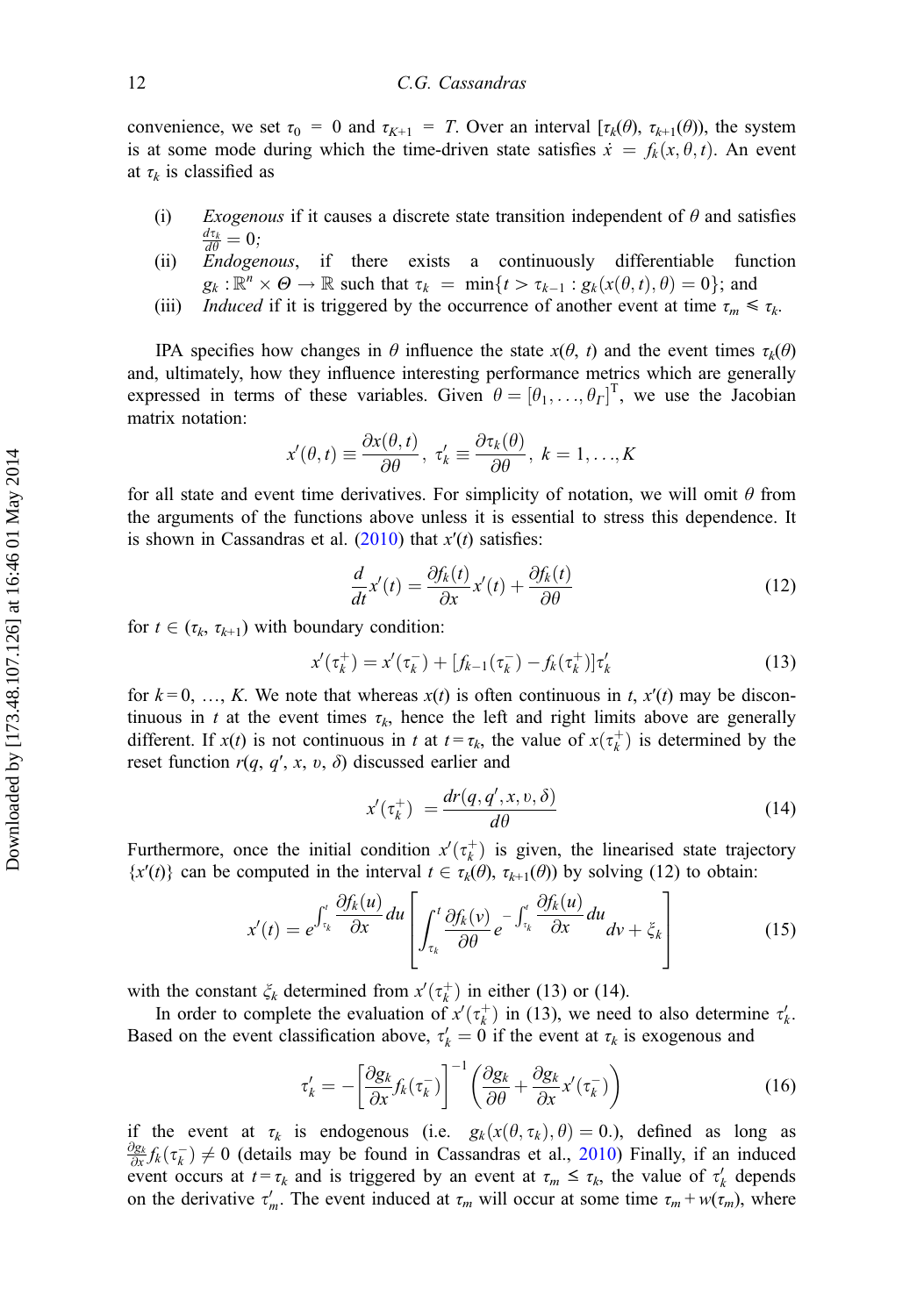convenience, we set $\tau_0 = 0$ and $\tau_{K+1} = T$. Over an interval $[\tau_k(\theta), \tau_{k+1}(\theta))$, the system is at some mode during which the time-driven state satisfies $\dot{x} = f_k(x, \theta, t)$. An event at $\tau_k$ is classified as

(i) *Exogenous* if it causes a discrete state transition independent of $\theta$ and satisfies $\frac{d\tau_k}{d\theta} = 0$;

(ii) *Endogenous*, if there exists a continuously differentiable function $g_k : \mathbb{R}^n \times \Theta \to \mathbb{R}$ such that $\tau_k = \min\{t > \tau_{k-1} : g_k(x(\theta, t), \theta) = 0\}$; and

(iii) *Induced* if it is triggered by the occurrence of another event at time $\tau_m \leqslant \tau_k$.

IPA specifies how changes in $\theta$ influence the state $x(\theta, t)$ and the event times $\tau_k(\theta)$ and, ultimately, how they influence interesting performance metrics which are generally expressed in terms of these variables. Given $\theta = [\theta_1, \ldots, \theta_\Gamma]^{\mathrm{T}}$, we use the Jacobian matrix notation:

$$x'(\theta, t) \equiv \frac{\partial x(\theta, t)}{\partial \theta}, \ \tau_k' \equiv \frac{\partial \tau_k(\theta)}{\partial \theta}, \ k = 1, \ldots, K$$

for all state and event time derivatives. For simplicity of notation, we will omit $\theta$ from the arguments of the functions above unless it is essential to stress this dependence. It is shown in Cassandras et al. (2010) that $x'(t)$ satisfies:

$$\frac{d}{dt}x'(t) = \frac{\partial f_k(t)}{\partial x}x'(t) + \frac{\partial f_k(t)}{\partial \theta} \tag{12}$$

for $t \in (\tau_k, \tau_{k+1})$ with boundary condition:

$$x'(\tau_k^+) = x'(\tau_k^-) + [f_{k-1}(\tau_k^-) - f_k(\tau_k^+)]\tau_k' \tag{13}$$

for $k = 0, \ldots, K$. We note that whereas $x(t)$ is often continuous in $t$, $x'(t)$ may be discontinuous in $t$ at the event times $\tau_k$, hence the left and right limits above are generally different. If $x(t)$ is not continuous in $t$ at $t = \tau_k$, the value of $x(\tau_k^+)$ is determined by the reset function $r(q, q', x, \upsilon, \delta)$ discussed earlier and

$$x'(\tau_k^+) = \frac{dr(q, q', x, \upsilon, \delta)}{d\theta} \tag{14}$$

Furthermore, once the initial condition $x'(\tau_k^+)$ is given, the linearised state trajectory $\{x'(t)\}$ can be computed in the interval $t \in \tau_k(\theta), \tau_{k+1}(\theta))$ by solving (12) to obtain:

$$x'(t) = e^{\int_{\tau_k}^{t} \frac{\partial f_k(u)}{\partial x} du} \left[ \int_{\tau_k}^{t} \frac{\partial f_k(v)}{\partial \theta} e^{-\int_{\tau_k}^{t} \frac{\partial f_k(u)}{\partial x} du} dv + \xi_k \right] \tag{15}$$

with the constant $\xi_k$ determined from $x'(\tau_k^+)$ in either (13) or (14).

In order to complete the evaluation of $x'(\tau_k^+)$ in (13), we need to also determine $\tau_k'$. Based on the event classification above, $\tau_k' = 0$ if the event at $\tau_k$ is exogenous and

$$\tau_k' = -\left[\frac{\partial g_k}{\partial x} f_k(\tau_k^-)\right]^{-1} \left( \frac{\partial g_k}{\partial \theta} + \frac{\partial g_k}{\partial x} x'(\tau_k^-) \right) \tag{16}$$

if the event at $\tau_k$ is endogenous (i.e. $g_k(x(\theta, \tau_k), \theta) = 0$.), defined as long as $\frac{\partial g_k}{\partial x} f_k(\tau_k^-) \neq 0$ (details may be found in Cassandras et al., 2010) Finally, if an induced event occurs at $t = \tau_k$ and is triggered by an event at $\tau_m \leq \tau_k$, the value of $\tau_k'$ depends on the derivative $\tau_m'$. The event induced at $\tau_m$ will occur at some time $\tau_m + w(\tau_m)$, where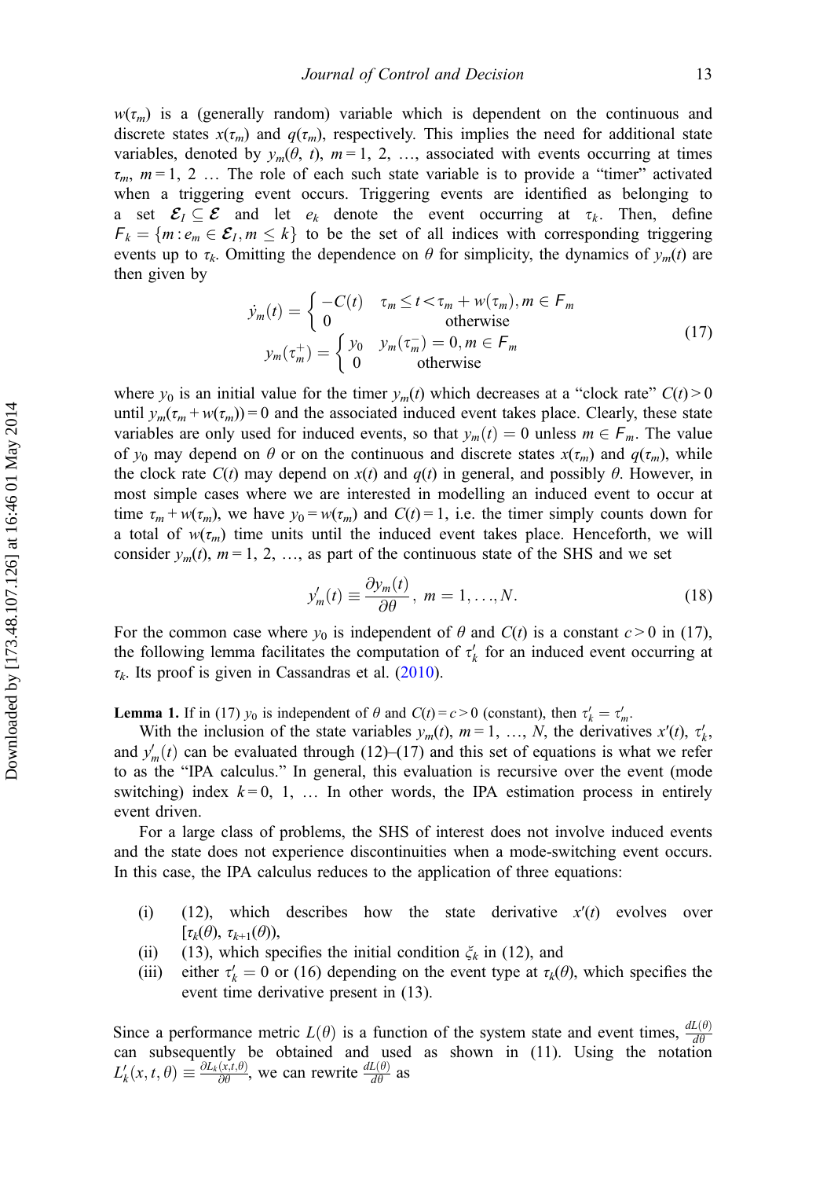$w(\tau_m)$ is a (generally random) variable which is dependent on the continuous and discrete states $x(\tau_m)$ and $q(\tau_m)$, respectively. This implies the need for additional state variables, denoted by $y_m(\theta, t)$, $m = 1, 2, \ldots$, associated with events occurring at times $\tau_m$, $m = 1, 2 \ldots$ The role of each such state variable is to provide a "timer" activated when a triggering event occurs. Triggering events are identified as belonging to a set $\mathcal{E}_I \subseteq \mathcal{E}$ and let $e_k$ denote the event occurring at $\tau_k$. Then, define $F_k = \{m : e_m \in \mathcal{E}_I, m \leq k\}$ to be the set of all indices with corresponding triggering events up to $\tau_k$. Omitting the dependence on $\theta$ for simplicity, the dynamics of $y_m(t)$ are then given by

$$
\begin{aligned}
\dot{y}_m(t) &= \begin{cases} -C(t) & \tau_m \leq t < \tau_m + w(\tau_m), m \in F_m \\ 0 & \text{otherwise} \end{cases} \\
y_m(\tau_m^+) &= \begin{cases} y_0 & y_m(\tau_m^-) = 0, m \in F_m \\ 0 & \text{otherwise} \end{cases}
\end{aligned}
\tag{17}
$$

where $y_0$ is an initial value for the timer $y_m(t)$ which decreases at a "clock rate" $C(t) > 0$ until $y_m(\tau_m + w(\tau_m)) = 0$ and the associated induced event takes place. Clearly, these state variables are only used for induced events, so that $y_m(t) = 0$ unless $m \in F_m$. The value of $y_0$ may depend on $\theta$ or on the continuous and discrete states $x(\tau_m)$ and $q(\tau_m)$, while the clock rate $C(t)$ may depend on $x(t)$ and $q(t)$ in general, and possibly $\theta$. However, in most simple cases where we are interested in modelling an induced event to occur at time $\tau_m + w(\tau_m)$, we have $y_0 = w(\tau_m)$ and $C(t) = 1$, i.e. the timer simply counts down for a total of $w(\tau_m)$ time units until the induced event takes place. Henceforth, we will consider $y_m(t)$, $m = 1, 2, \ldots$, as part of the continuous state of the SHS and we set

$$
y'_m(t) \equiv \frac{\partial y_m(t)}{\partial \theta}, \; m = 1, \ldots, N. \tag{18}
$$

For the common case where $y_0$ is independent of $\theta$ and $C(t)$ is a constant $c > 0$ in (17), the following lemma facilitates the computation of $\tau'_k$ for an induced event occurring at $\tau_k$. Its proof is given in Cassandras et al. (2010).

**Lemma 1.** If in (17) $y_0$ is independent of $\theta$ and $C(t) = c > 0$ (constant), then $\tau'_k = \tau'_m$.

With the inclusion of the state variables $y_m(t)$, $m = 1, \ldots, N$, the derivatives $x'(t)$, $\tau'_k$, and $y'_m(t)$ can be evaluated through (12)–(17) and this set of equations is what we refer to as the "IPA calculus." In general, this evaluation is recursive over the event (mode switching) index $k = 0, 1, \ldots$ In other words, the IPA estimation process in entirely event driven.

For a large class of problems, the SHS of interest does not involve induced events and the state does not experience discontinuities when a mode-switching event occurs. In this case, the IPA calculus reduces to the application of three equations:

(i) (12), which describes how the state derivative $x'(t)$ evolves over $[\tau_k(\theta), \tau_{k+1}(\theta))$,

(ii) (13), which specifies the initial condition $\xi_k$ in (12), and

(iii) either $\tau'_k = 0$ or (16) depending on the event type at $\tau_k(\theta)$, which specifies the event time derivative present in (13).

Since a performance metric $L(\theta)$ is a function of the system state and event times, $\frac{dL(\theta)}{d\theta}$ can subsequently be obtained and used as shown in (11). Using the notation $L'_k(x, t, \theta) \equiv \frac{\partial L_k(x, t, \theta)}{\partial \theta}$, we can rewrite $\frac{dL(\theta)}{d\theta}$ as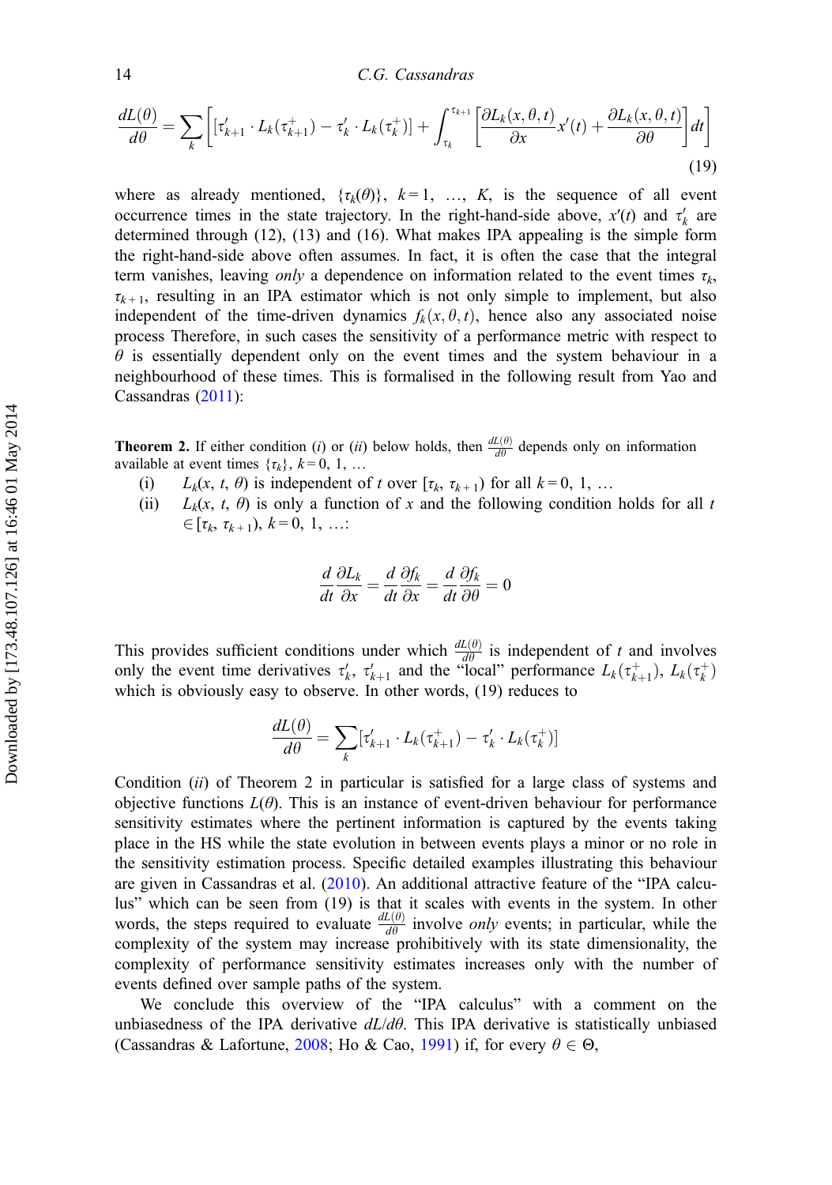$$\frac{dL(\theta)}{d\theta} = \sum_k \left[ \left[ \tau'_{k+1} \cdot L_k(\tau^+_{k+1}) - \tau'_k \cdot L_k(\tau^+_k) \right] + \int_{\tau_k}^{\tau_{k+1}} \left[ \frac{\partial L_k(x, \theta, t)}{\partial x} x'(t) + \frac{\partial L_k(x, \theta, t)}{\partial \theta} \right] dt \right] \tag{19}$$

where as already mentioned, $\{\tau_k(\theta)\}$, $k = 1, \ldots, K$, is the sequence of all event occurrence times in the state trajectory. In the right-hand-side above, $x'(t)$ and $\tau'_k$ are determined through (12), (13) and (16). What makes IPA appealing is the simple form the right-hand-side above often assumes. In fact, it is often the case that the integral term vanishes, leaving *only* a dependence on information related to the event times $\tau_k$, $\tau_{k+1}$, resulting in an IPA estimator which is not only simple to implement, but also independent of the time-driven dynamics $f_k(x, \theta, t)$, hence also any associated noise process Therefore, in such cases the sensitivity of a performance metric with respect to $\theta$ is essentially dependent only on the event times and the system behaviour in a neighbourhood of these times. This is formalised in the following result from Yao and Cassandras (2011):

**Theorem 2.** If either condition (*i*) or (*ii*) below holds, then $\frac{dL(\theta)}{d\theta}$ depends only on information available at event times $\{\tau_k\}$, $k = 0, 1, \ldots$

(i) $L_k(x, t, \theta)$ is independent of $t$ over $[\tau_k, \tau_{k+1})$ for all $k = 0, 1, \ldots$

(ii) $L_k(x, t, \theta)$ is only a function of $x$ and the following condition holds for all $t \in [\tau_k, \tau_{k+1})$, $k = 0, 1, \ldots$:

$$\frac{d}{dt}\frac{\partial L_k}{\partial x} = \frac{d}{dt}\frac{\partial f_k}{\partial x} = \frac{d}{dt}\frac{\partial f_k}{\partial \theta} = 0$$

This provides sufficient conditions under which $\frac{dL(\theta)}{d\theta}$ is independent of $t$ and involves only the event time derivatives $\tau'_k$, $\tau'_{k+1}$ and the "local" performance $L_k(\tau^+_{k+1})$, $L_k(\tau^+_k)$ which is obviously easy to observe. In other words, (19) reduces to

$$\frac{dL(\theta)}{d\theta} = \sum_k \left[ \tau'_{k+1} \cdot L_k(\tau^+_{k+1}) - \tau'_k \cdot L_k(\tau^+_k) \right]$$

Condition (*ii*) of Theorem 2 in particular is satisfied for a large class of systems and objective functions $L(\theta)$. This is an instance of event-driven behaviour for performance sensitivity estimates where the pertinent information is captured by the events taking place in the HS while the state evolution in between events plays a minor or no role in the sensitivity estimation process. Specific detailed examples illustrating this behaviour are given in Cassandras et al. (2010). An additional attractive feature of the "IPA calculus" which can be seen from (19) is that it scales with events in the system. In other words, the steps required to evaluate $\frac{dL(\theta)}{d\theta}$ involve *only* events; in particular, while the complexity of the system may increase prohibitively with its state dimensionality, the complexity of performance sensitivity estimates increases only with the number of events defined over sample paths of the system.

We conclude this overview of the "IPA calculus" with a comment on the unbiasedness of the IPA derivative $dL/d\theta$. This IPA derivative is statistically unbiased (Cassandras & Lafortune, 2008; Ho & Cao, 1991) if, for every $\theta \in \Theta$,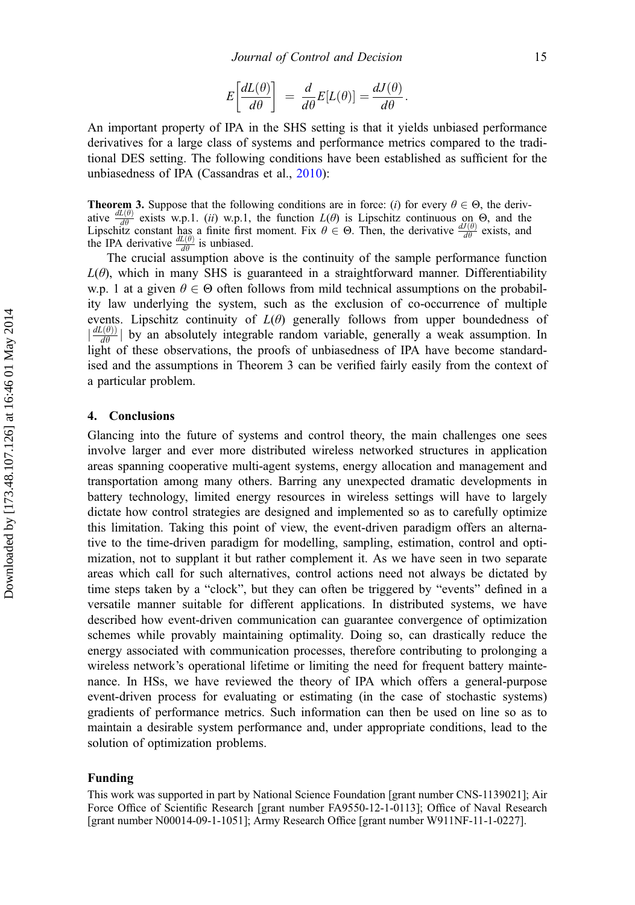$$E\left[\frac{dL(\theta)}{d\theta}\right] = \frac{d}{d\theta}E[L(\theta)] = \frac{dJ(\theta)}{d\theta}.$$

An important property of IPA in the SHS setting is that it yields unbiased performance derivatives for a large class of systems and performance metrics compared to the traditional DES setting. The following conditions have been established as sufficient for the unbiasedness of IPA (Cassandras et al., 2010):

**Theorem 3.** Suppose that the following conditions are in force: (*i*) for every $\theta \in \Theta$, the derivative $\frac{dL(\theta)}{d\theta}$ exists w.p.1. (*ii*) w.p.1, the function $L(\theta)$ is Lipschitz continuous on $\Theta$, and the Lipschitz constant has a finite first moment. Fix $\theta \in \Theta$. Then, the derivative $\frac{dJ(\theta)}{d\theta}$ exists, and the IPA derivative $\frac{dL(\theta)}{d\theta}$ is unbiased.

The crucial assumption above is the continuity of the sample performance function $L(\theta)$, which in many SHS is guaranteed in a straightforward manner. Differentiability w.p. 1 at a given $\theta \in \Theta$ often follows from mild technical assumptions on the probability law underlying the system, such as the exclusion of co-occurrence of multiple events. Lipschitz continuity of $L(\theta)$ generally follows from upper boundedness of $\left|\frac{dL(\theta))}{d\theta}\right|$ by an absolutely integrable random variable, generally a weak assumption. In light of these observations, the proofs of unbiasedness of IPA have become standardised and the assumptions in Theorem 3 can be verified fairly easily from the context of a particular problem.

## 4. Conclusions

Glancing into the future of systems and control theory, the main challenges one sees involve larger and ever more distributed wireless networked structures in application areas spanning cooperative multi-agent systems, energy allocation and management and transportation among many others. Barring any unexpected dramatic developments in battery technology, limited energy resources in wireless settings will have to largely dictate how control strategies are designed and implemented so as to carefully optimize this limitation. Taking this point of view, the event-driven paradigm offers an alternative to the time-driven paradigm for modelling, sampling, estimation, control and optimization, not to supplant it but rather complement it. As we have seen in two separate areas which call for such alternatives, control actions need not always be dictated by time steps taken by a "clock", but they can often be triggered by "events" defined in a versatile manner suitable for different applications. In distributed systems, we have described how event-driven communication can guarantee convergence of optimization schemes while provably maintaining optimality. Doing so, can drastically reduce the energy associated with communication processes, therefore contributing to prolonging a wireless network's operational lifetime or limiting the need for frequent battery maintenance. In HSs, we have reviewed the theory of IPA which offers a general-purpose event-driven process for evaluating or estimating (in the case of stochastic systems) gradients of performance metrics. Such information can then be used on line so as to maintain a desirable system performance and, under appropriate conditions, lead to the solution of optimization problems.

## Funding

This work was supported in part by National Science Foundation [grant number CNS-1139021]; Air Force Office of Scientific Research [grant number FA9550-12-1-0113]; Office of Naval Research [grant number N00014-09-1-1051]; Army Research Office [grant number W911NF-11-1-0227].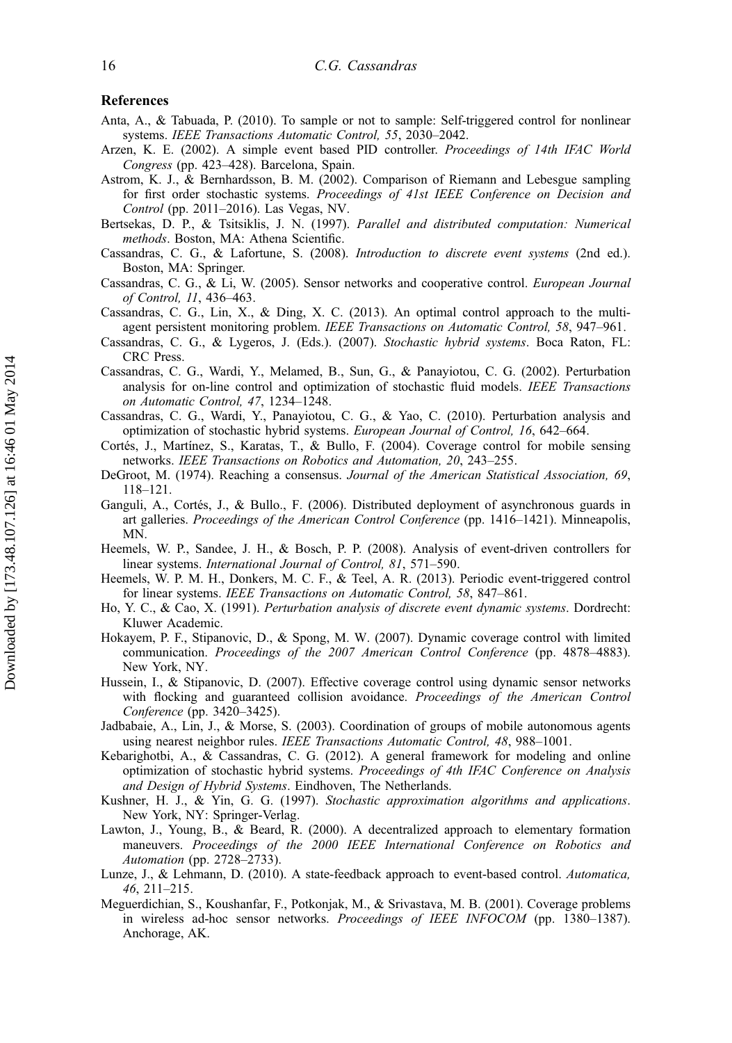## References

Anta, A., & Tabuada, P. (2010). To sample or not to sample: Self-triggered control for nonlinear systems. *IEEE Transactions Automatic Control, 55*, 2030–2042.

Arzen, K. E. (2002). A simple event based PID controller. *Proceedings of 14th IFAC World Congress* (pp. 423–428). Barcelona, Spain.

Astrom, K. J., & Bernhardsson, B. M. (2002). Comparison of Riemann and Lebesgue sampling for first order stochastic systems. *Proceedings of 41st IEEE Conference on Decision and Control* (pp. 2011–2016). Las Vegas, NV.

Bertsekas, D. P., & Tsitsiklis, J. N. (1997). *Parallel and distributed computation: Numerical methods*. Boston, MA: Athena Scientific.

Cassandras, C. G., & Lafortune, S. (2008). *Introduction to discrete event systems* (2nd ed.). Boston, MA: Springer.

Cassandras, C. G., & Li, W. (2005). Sensor networks and cooperative control. *European Journal of Control, 11*, 436–463.

Cassandras, C. G., Lin, X., & Ding, X. C. (2013). An optimal control approach to the multi-agent persistent monitoring problem. *IEEE Transactions on Automatic Control, 58*, 947–961.

Cassandras, C. G., & Lygeros, J. (Eds.). (2007). *Stochastic hybrid systems*. Boca Raton, FL: CRC Press.

Cassandras, C. G., Wardi, Y., Melamed, B., Sun, G., & Panayiotou, C. G. (2002). Perturbation analysis for on-line control and optimization of stochastic fluid models. *IEEE Transactions on Automatic Control, 47*, 1234–1248.

Cassandras, C. G., Wardi, Y., Panayiotou, C. G., & Yao, C. (2010). Perturbation analysis and optimization of stochastic hybrid systems. *European Journal of Control, 16*, 642–664.

Cortés, J., Martínez, S., Karatas, T., & Bullo, F. (2004). Coverage control for mobile sensing networks. *IEEE Transactions on Robotics and Automation, 20*, 243–255.

DeGroot, M. (1974). Reaching a consensus. *Journal of the American Statistical Association, 69*, 118–121.

Ganguli, A., Cortés, J., & Bullo., F. (2006). Distributed deployment of asynchronous guards in art galleries. *Proceedings of the American Control Conference* (pp. 1416–1421). Minneapolis, MN.

Heemels, W. P., Sandee, J. H., & Bosch, P. P. (2008). Analysis of event-driven controllers for linear systems. *International Journal of Control, 81*, 571–590.

Heemels, W. P. M. H., Donkers, M. C. F., & Teel, A. R. (2013). Periodic event-triggered control for linear systems. *IEEE Transactions on Automatic Control, 58*, 847–861.

Ho, Y. C., & Cao, X. (1991). *Perturbation analysis of discrete event dynamic systems*. Dordrecht: Kluwer Academic.

Hokayem, P. F., Stipanovic, D., & Spong, M. W. (2007). Dynamic coverage control with limited communication. *Proceedings of the 2007 American Control Conference* (pp. 4878–4883). New York, NY.

Hussein, I., & Stipanovic, D. (2007). Effective coverage control using dynamic sensor networks with flocking and guaranteed collision avoidance. *Proceedings of the American Control Conference* (pp. 3420–3425).

Jadbabaie, A., Lin, J., & Morse, S. (2003). Coordination of groups of mobile autonomous agents using nearest neighbor rules. *IEEE Transactions Automatic Control, 48*, 988–1001.

Kebarighotbi, A., & Cassandras, C. G. (2012). A general framework for modeling and online optimization of stochastic hybrid systems. *Proceedings of 4th IFAC Conference on Analysis and Design of Hybrid Systems*. Eindhoven, The Netherlands.

Kushner, H. J., & Yin, G. G. (1997). *Stochastic approximation algorithms and applications*. New York, NY: Springer-Verlag.

Lawton, J., Young, B., & Beard, R. (2000). A decentralized approach to elementary formation maneuvers. *Proceedings of the 2000 IEEE International Conference on Robotics and Automation* (pp. 2728–2733).

Lunze, J., & Lehmann, D. (2010). A state-feedback approach to event-based control. *Automatica, 46*, 211–215.

Meguerdichian, S., Koushanfar, F., Potkonjak, M., & Srivastava, M. B. (2001). Coverage problems in wireless ad-hoc sensor networks. *Proceedings of IEEE INFOCOM* (pp. 1380–1387). Anchorage, AK.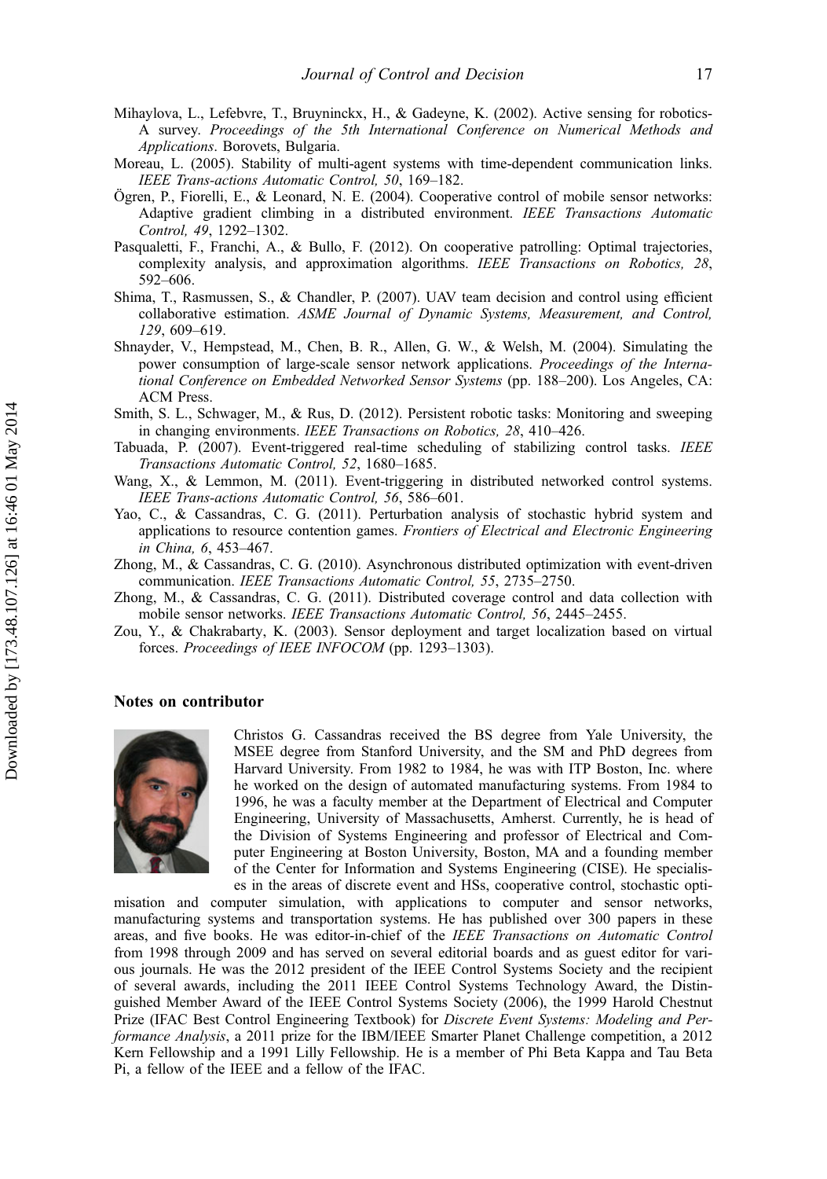Mihaylova, L., Lefebvre, T., Bruyninckx, H., & Gadeyne, K. (2002). Active sensing for robotics-A survey. *Proceedings of the 5th International Conference on Numerical Methods and Applications*. Borovets, Bulgaria.

Moreau, L. (2005). Stability of multi-agent systems with time-dependent communication links. *IEEE Trans-actions Automatic Control, 50*, 169–182.

Ögren, P., Fiorelli, E., & Leonard, N. E. (2004). Cooperative control of mobile sensor networks: Adaptive gradient climbing in a distributed environment. *IEEE Transactions Automatic Control, 49*, 1292–1302.

Pasqualetti, F., Franchi, A., & Bullo, F. (2012). On cooperative patrolling: Optimal trajectories, complexity analysis, and approximation algorithms. *IEEE Transactions on Robotics, 28*, 592–606.

Shima, T., Rasmussen, S., & Chandler, P. (2007). UAV team decision and control using efficient collaborative estimation. *ASME Journal of Dynamic Systems, Measurement, and Control, 129*, 609–619.

Shnayder, V., Hempstead, M., Chen, B. R., Allen, G. W., & Welsh, M. (2004). Simulating the power consumption of large-scale sensor network applications. *Proceedings of the International Conference on Embedded Networked Sensor Systems* (pp. 188–200). Los Angeles, CA: ACM Press.

Smith, S. L., Schwager, M., & Rus, D. (2012). Persistent robotic tasks: Monitoring and sweeping in changing environments. *IEEE Transactions on Robotics, 28*, 410–426.

Tabuada, P. (2007). Event-triggered real-time scheduling of stabilizing control tasks. *IEEE Transactions Automatic Control, 52*, 1680–1685.

Wang, X., & Lemmon, M. (2011). Event-triggering in distributed networked control systems. *IEEE Trans-actions Automatic Control, 56*, 586–601.

Yao, C., & Cassandras, C. G. (2011). Perturbation analysis of stochastic hybrid system and applications to resource contention games. *Frontiers of Electrical and Electronic Engineering in China, 6*, 453–467.

Zhong, M., & Cassandras, C. G. (2010). Asynchronous distributed optimization with event-driven communication. *IEEE Transactions Automatic Control, 55*, 2735–2750.

Zhong, M., & Cassandras, C. G. (2011). Distributed coverage control and data collection with mobile sensor networks. *IEEE Transactions Automatic Control, 56*, 2445–2455.

Zou, Y., & Chakrabarty, K. (2003). Sensor deployment and target localization based on virtual forces. *Proceedings of IEEE INFOCOM* (pp. 1293–1303).

## Notes on contributor

Christos G. Cassandras received the BS degree from Yale University, the MSEE degree from Stanford University, and the SM and PhD degrees from Harvard University. From 1982 to 1984, he was with ITP Boston, Inc. where he worked on the design of automated manufacturing systems. From 1984 to 1996, he was a faculty member at the Department of Electrical and Computer Engineering, University of Massachusetts, Amherst. Currently, he is head of the Division of Systems Engineering and professor of Electrical and Computer Engineering at Boston University, Boston, MA and a founding member of the Center for Information and Systems Engineering (CISE). He specialises in the areas of discrete event and HSs, cooperative control, stochastic optimisation and computer simulation, with applications to computer and sensor networks, manufacturing systems and transportation systems. He has published over 300 papers in these areas, and five books. He was editor-in-chief of the *IEEE Transactions on Automatic Control* from 1998 through 2009 and has served on several editorial boards and as guest editor for various journals. He was the 2012 president of the IEEE Control Systems Society and the recipient of several awards, including the 2011 IEEE Control Systems Technology Award, the Distinguished Member Award of the IEEE Control Systems Society (2006), the 1999 Harold Chestnut Prize (IFAC Best Control Engineering Textbook) for *Discrete Event Systems: Modeling and Performance Analysis*, a 2011 prize for the IBM/IEEE Smarter Planet Challenge competition, a 2012 Kern Fellowship and a 1991 Lilly Fellowship. He is a member of Phi Beta Kappa and Tau Beta Pi, a fellow of the IEEE and a fellow of the IFAC.